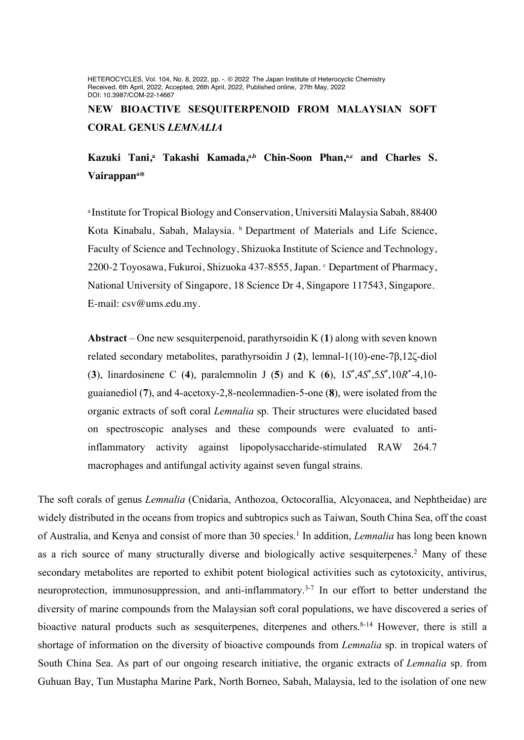HETEROCYCLES, Vol. 104, No. 8, 2022, pp. -. © 2022 The Japan Institute of Heterocyclic Chemistry
Received, 6th April, 2022, Accepted, 26th April, 2022, Published online, 27th May, 2022
DOI: 10.3987/COM-22-14667

# NEW BIOACTIVE SESQUITERPENOID FROM MALAYSIAN SOFT CORAL GENUS *LEMNALIA*

**Kazuki Tani,[a] Takashi Kamada,[a,b] Chin-Soon Phan,[a,c] and Charles S. Vairappan[a]\***

[a] Institute for Tropical Biology and Conservation, Universiti Malaysia Sabah, 88400 Kota Kinabalu, Sabah, Malaysia. [b] Department of Materials and Life Science, Faculty of Science and Technology, Shizuoka Institute of Science and Technology, 2200-2 Toyosawa, Fukuroi, Shizuoka 437-8555, Japan. [c] Department of Pharmacy, National University of Singapore, 18 Science Dr 4, Singapore 117543, Singapore. E-mail: csv@ums.edu.my.

**Abstract** – One new sesquiterpenoid, parathyrsoidin K (**1**) along with seven known related secondary metabolites, parathyrsoidin J (**2**), lemnal-1(10)-ene-7β,12ζ-diol (**3**), linardosinene C (**4**), paralemnolin J (**5**) and K (**6**), 1*S*\*,4*S*\*,5*S*\*,10*R*\*-4,10-guaianediol (**7**), and 4-acetoxy-2,8-neolemnadien-5-one (**8**), were isolated from the organic extracts of soft coral *Lemnalia* sp. Their structures were elucidated based on spectroscopic analyses and these compounds were evaluated to anti-inflammatory activity against lipopolysaccharide-stimulated RAW 264.7 macrophages and antifungal activity against seven fungal strains.

The soft corals of genus *Lemnalia* (Cnidaria, Anthozoa, Octocorallia, Alcyonacea, and Nephtheidae) are widely distributed in the oceans from tropics and subtropics such as Taiwan, South China Sea, off the coast of Australia, and Kenya and consist of more than 30 species.[1] In addition, *Lemnalia* has long been known as a rich source of many structurally diverse and biologically active sesquiterpenes.[2] Many of these secondary metabolites are reported to exhibit potent biological activities such as cytotoxicity, antivirus, neuroprotection, immunosuppression, and anti-inflammatory.[3-7] In our effort to better understand the diversity of marine compounds from the Malaysian soft coral populations, we have discovered a series of bioactive natural products such as sesquiterpenes, diterpenes and others.[8-14] However, there is still a shortage of information on the diversity of bioactive compounds from *Lemnalia* sp. in tropical waters of South China Sea. As part of our ongoing research initiative, the organic extracts of *Lemnalia* sp. from Guhuan Bay, Tun Mustapha Marine Park, North Borneo, Sabah, Malaysia, led to the isolation of one new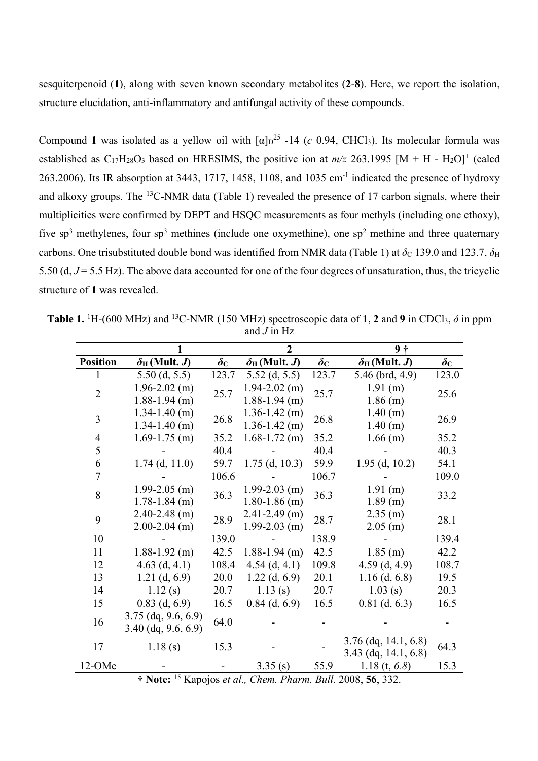sesquiterpenoid (**1**), along with seven known secondary metabolites (**2**-**8**). Here, we report the isolation, structure elucidation, anti-inflammatory and antifungal activity of these compounds.

Compound **1** was isolated as a yellow oil with $[\alpha]_D^{25}$ -14 (*c* 0.94, $CHCl_3$). Its molecular formula was established as $C_{17}H_{28}O_3$ based on HRESIMS, the positive ion at *m/z* 263.1995 $[M + H - H_2O]^+$ (calcd 263.2006). Its IR absorption at 3443, 1717, 1458, 1108, and 1035 $cm^{-1}$ indicated the presence of hydroxy and alkoxy groups. The $^{13}$C-NMR data (Table 1) revealed the presence of 17 carbon signals, where their multiplicities were confirmed by DEPT and HSQC measurements as four methyls (including one ethoxy), five sp$^3$ methylenes, four sp$^3$ methines (include one oxymethine), one sp$^2$ methine and three quaternary carbons. One trisubstituted double bond was identified from NMR data (Table 1) at $\delta_C$ 139.0 and 123.7, $\delta_H$ 5.50 (d, $J$ = 5.5 Hz). The above data accounted for one of the four degrees of unsaturation, thus, the tricyclic structure of **1** was revealed.

**Table 1.** $^1$H-(600 MHz) and $^{13}$C-NMR (150 MHz) spectroscopic data of **1**, **2** and **9** in $CDCl_3$, $\delta$ in ppm and $J$ in Hz

| | **1** | | **2** | | **9 †** | |
|---|---|---|---|---|---|---|
| **Position** | $\delta_H$ **(Mult.** $J$**)** | $\delta_C$ | $\delta_H$ **(Mult.** $J$**)** | $\delta_C$ | $\delta_H$ **(Mult.** $J$**)** | $\delta_C$ |
| 1 | 5.50 (d, 5.5) | 123.7 | 5.52 (d, 5.5) | 123.7 | 5.46 (brd, 4.9) | 123.0 |
| 2 | 1.96-2.02 (m)<br>1.88-1.94 (m) | 25.7 | 1.94-2.02 (m)<br>1.88-1.94 (m) | 25.7 | 1.91 (m)<br>1.86 (m) | 25.6 |
| 3 | 1.34-1.40 (m)<br>1.34-1.40 (m) | 26.8 | 1.36-1.42 (m)<br>1.36-1.42 (m) | 26.8 | 1.40 (m)<br>1.40 (m) | 26.9 |
| 4 | 1.69-1.75 (m) | 35.2 | 1.68-1.72 (m) | 35.2 | 1.66 (m) | 35.2 |
| 5 | - | 40.4 | - | 40.4 | - | 40.3 |
| 6 | 1.74 (d, 11.0) | 59.7 | 1.75 (d, 10.3) | 59.9 | 1.95 (d, 10.2) | 54.1 |
| 7 | - | 106.6 | - | 106.7 | - | 109.0 |
| 8 | 1.99-2.05 (m)<br>1.78-1.84 (m) | 36.3 | 1.99-2.03 (m)<br>1.80-1.86 (m) | 36.3 | 1.91 (m)<br>1.89 (m) | 33.2 |
| 9 | 2.40-2.48 (m)<br>2.00-2.04 (m) | 28.9 | 2.41-2.49 (m)<br>1.99-2.03 (m) | 28.7 | 2.35 (m)<br>2.05 (m) | 28.1 |
| 10 | - | 139.0 | - | 138.9 | - | 139.4 |
| 11 | 1.88-1.92 (m) | 42.5 | 1.88-1.94 (m) | 42.5 | 1.85 (m) | 42.2 |
| 12 | 4.63 (d, 4.1) | 108.4 | 4.54 (d, 4.1) | 109.8 | 4.59 (d, 4.9) | 108.7 |
| 13 | 1.21 (d, 6.9) | 20.0 | 1.22 (d, 6.9) | 20.1 | 1.16 (d, 6.8) | 19.5 |
| 14 | 1.12 (s) | 20.7 | 1.13 (s) | 20.7 | 1.03 (s) | 20.3 |
| 15 | 0.83 (d, 6.9) | 16.5 | 0.84 (d, 6.9) | 16.5 | 0.81 (d, 6.3) | 16.5 |
| 16 | 3.75 (dq, 9.6, 6.9)<br>3.40 (dq, 9.6, 6.9) | 64.0 | - | - | - | - |
| 17 | 1.18 (s) | 15.3 | - | - | 3.76 (dq, 14.1, 6.8)<br>3.43 (dq, 14.1, 6.8) | 64.3 |
| 12-OMe | - | - | 3.35 (s) | 55.9 | 1.18 (t, *6.8*) | 15.3 |

**† Note:** [15] Kapojos *et al., Chem. Pharm. Bull.* 2008, **56**, 332.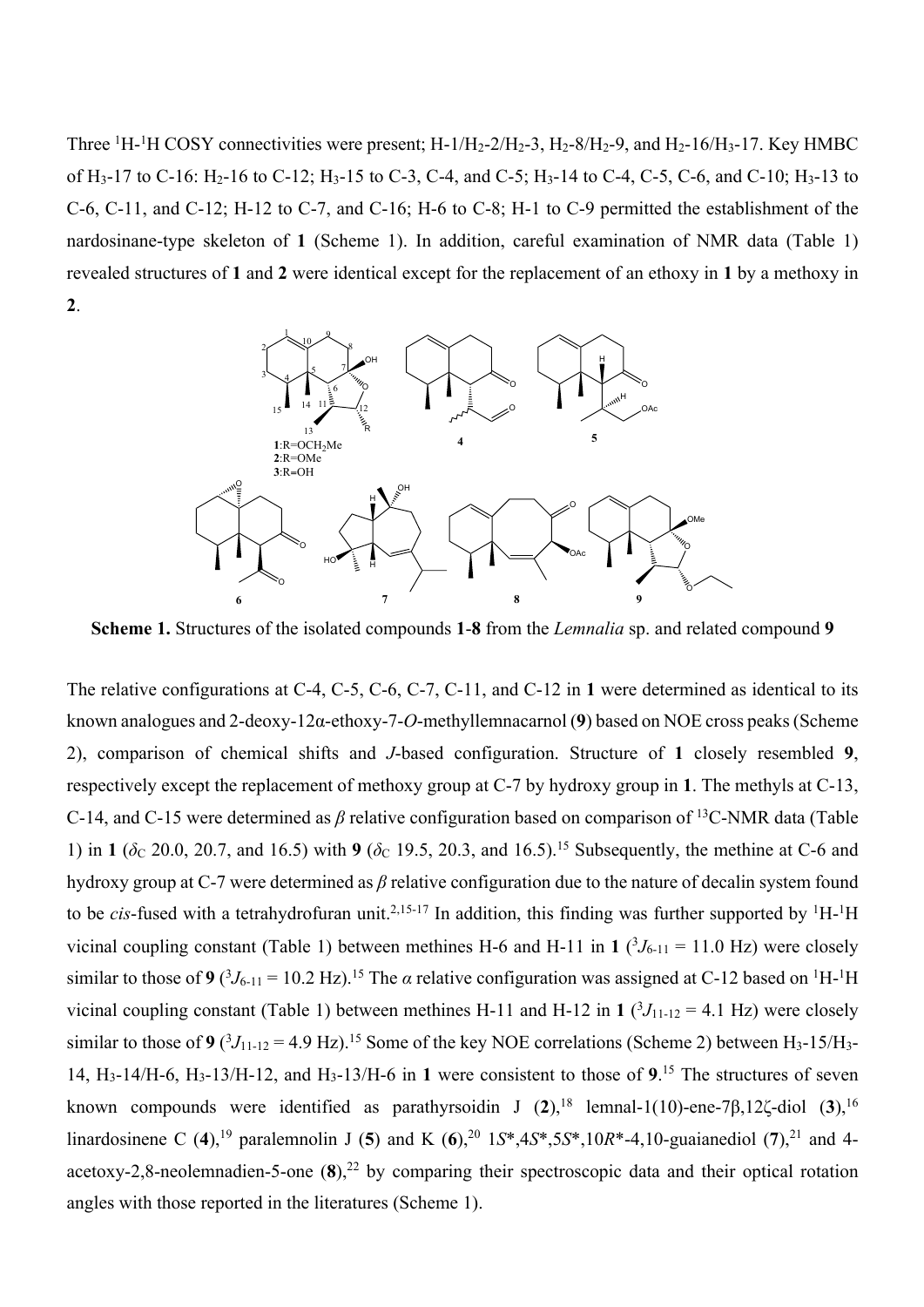Three $^1$H-$^1$H COSY connectivities were present; H-1/H$_2$-2/H$_2$-3, H$_2$-8/H$_2$-9, and H$_2$-16/H$_3$-17. Key HMBC of H$_3$-17 to C-16: H$_2$-16 to C-12; H$_3$-15 to C-3, C-4, and C-5; H$_3$-14 to C-4, C-5, C-6, and C-10; H$_3$-13 to C-6, C-11, and C-12; H-12 to C-7, and C-16; H-6 to C-8; H-1 to C-9 permitted the establishment of the nardosinane-type skeleton of **1** (Scheme 1). In addition, careful examination of NMR data (Table 1) revealed structures of **1** and **2** were identical except for the replacement of an ethoxy in **1** by a methoxy in **2**.

**1**:R=OCH$_2$Me
**2**:R=OMe
**3**:R=OH

**Scheme 1.** Structures of the isolated compounds **1**-**8** from the *Lemnalia* sp. and related compound **9**

The relative configurations at C-4, C-5, C-6, C-7, C-11, and C-12 in **1** were determined as identical to its known analogues and 2-deoxy-12α-ethoxy-7-*O*-methyllemnacarnol (**9**) based on NOE cross peaks (Scheme 2), comparison of chemical shifts and *J*-based configuration. Structure of **1** closely resembled **9**, respectively except the replacement of methoxy group at C-7 by hydroxy group in **1**. The methyls at C-13, C-14, and C-15 were determined as *β* relative configuration based on comparison of $^{13}$C-NMR data (Table 1) in **1** ($\delta_C$ 20.0, 20.7, and 16.5) with **9** ($\delta_C$ 19.5, 20.3, and 16.5).[15] Subsequently, the methine at C-6 and hydroxy group at C-7 were determined as *β* relative configuration due to the nature of decalin system found to be *cis*-fused with a tetrahydrofuran unit.[2,15-17] In addition, this finding was further supported by $^1$H-$^1$H vicinal coupling constant (Table 1) between methines H-6 and H-11 in **1** ($^3J_{6\text{-}11}$ = 11.0 Hz) were closely similar to those of **9** ($^3J_{6\text{-}11}$ = 10.2 Hz).[15] The *α* relative configuration was assigned at C-12 based on $^1$H-$^1$H vicinal coupling constant (Table 1) between methines H-11 and H-12 in **1** ($^3J_{11\text{-}12}$ = 4.1 Hz) were closely similar to those of **9** ($^3J_{11\text{-}12}$ = 4.9 Hz).[15] Some of the key NOE correlations (Scheme 2) between H$_3$-15/H$_3$-14, H$_3$-14/H-6, H$_3$-13/H-12, and H$_3$-13/H-6 in **1** were consistent to those of **9**.[15] The structures of seven known compounds were identified as parathyrsoidin J (**2**),[18] lemnal-1(10)-ene-7β,12ζ-diol (**3**),[16] linardosinene C (**4**),[19] paralemnolin J (**5**) and K (**6**),[20] 1*S*\*,4*S*\*,5*S*\*,10*R*\*-4,10-guaianediol (**7**),[21] and 4-acetoxy-2,8-neolemnadien-5-one (**8**),[22] by comparing their spectroscopic data and their optical rotation angles with those reported in the literatures (Scheme 1).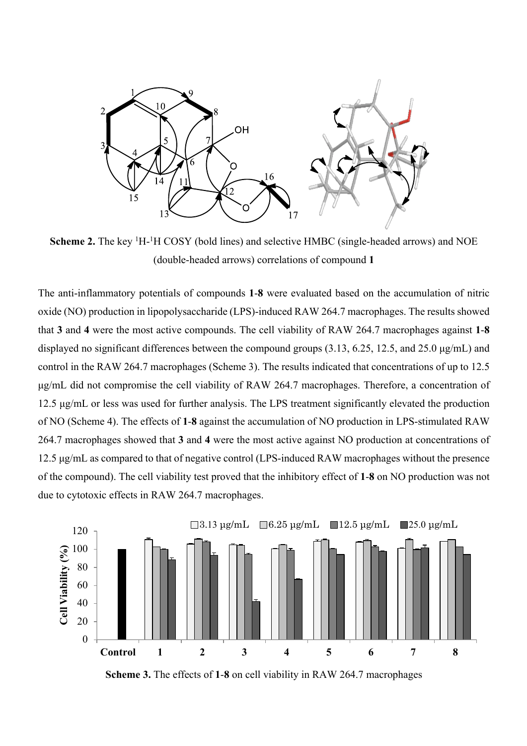**Scheme 2.** The key $^{1}$H-$^{1}$H COSY (bold lines) and selective HMBC (single-headed arrows) and NOE (double-headed arrows) correlations of compound **1**

The anti-inflammatory potentials of compounds **1**-**8** were evaluated based on the accumulation of nitric oxide (NO) production in lipopolysaccharide (LPS)-induced RAW 264.7 macrophages. The results showed that **3** and **4** were the most active compounds. The cell viability of RAW 264.7 macrophages against **1**-**8** displayed no significant differences between the compound groups (3.13, 6.25, 12.5, and 25.0 μg/mL) and control in the RAW 264.7 macrophages (Scheme 3). The results indicated that concentrations of up to 12.5 μg/mL did not compromise the cell viability of RAW 264.7 macrophages. Therefore, a concentration of 12.5 μg/mL or less was used for further analysis. The LPS treatment significantly elevated the production of NO (Scheme 4). The effects of **1**-**8** against the accumulation of NO production in LPS-stimulated RAW 264.7 macrophages showed that **3** and **4** were the most active against NO production at concentrations of 12.5 μg/mL as compared to that of negative control (LPS-induced RAW macrophages without the presence of the compound). The cell viability test proved that the inhibitory effect of **1**-**8** on NO production was not due to cytotoxic effects in RAW 264.7 macrophages.

**Scheme 3.** The effects of **1**-**8** on cell viability in RAW 264.7 macrophages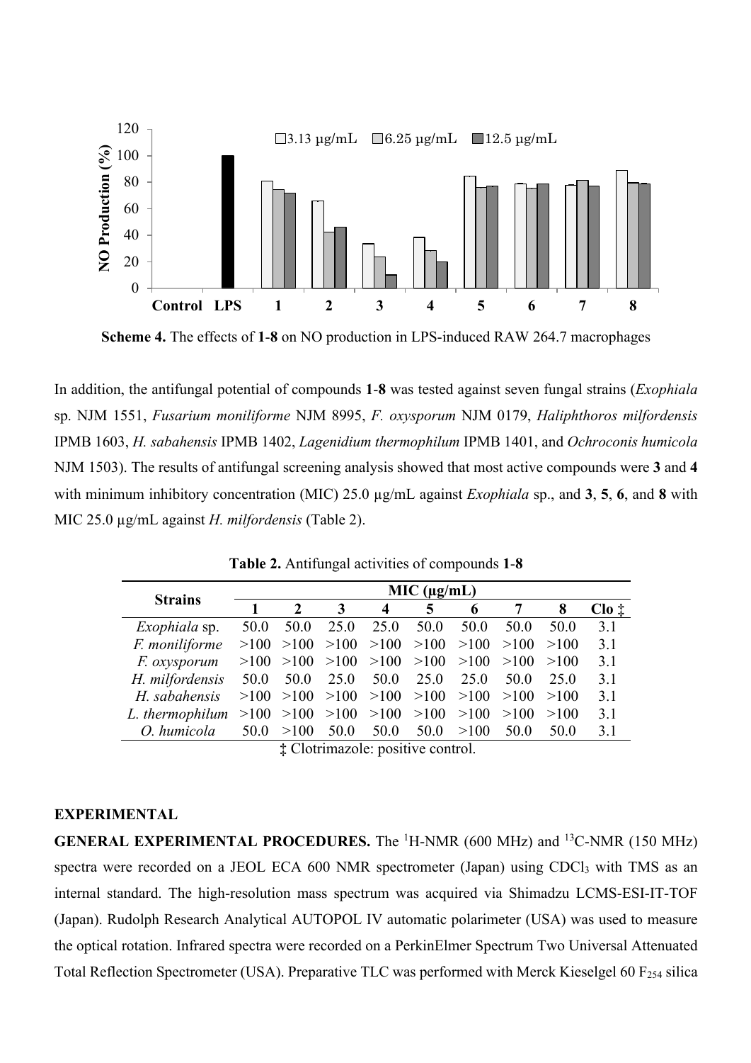**Scheme 4.** The effects of **1**-**8** on NO production in LPS-induced RAW 264.7 macrophages

In addition, the antifungal potential of compounds **1**-**8** was tested against seven fungal strains (*Exophiala* sp. NJM 1551, *Fusarium moniliforme* NJM 8995, *F. oxysporum* NJM 0179, *Haliphthoros milfordensis* IPMB 1603, *H. sabahensis* IPMB 1402, *Lagenidium thermophilum* IPMB 1401, and *Ochroconis humicola* NJM 1503). The results of antifungal screening analysis showed that most active compounds were **3** and **4** with minimum inhibitory concentration (MIC) 25.0 µg/mL against *Exophiala* sp., and **3**, **5**, **6**, and **8** with MIC 25.0 µg/mL against *H. milfordensis* (Table 2).

**Table 2.** Antifungal activities of compounds **1**-**8**

| Strains | MIC (µg/mL) | | | | | | | | |
|---|---|---|---|---|---|---|---|---|---|
| | **1** | **2** | **3** | **4** | **5** | **6** | **7** | **8** | **Clo ‡** |
| *Exophiala* sp. | 50.0 | 50.0 | 25.0 | 25.0 | 50.0 | 50.0 | 50.0 | 50.0 | 3.1 |
| *F. moniliforme* | >100 | >100 | >100 | >100 | >100 | >100 | >100 | >100 | 3.1 |
| *F. oxysporum* | >100 | >100 | >100 | >100 | >100 | >100 | >100 | >100 | 3.1 |
| *H. milfordensis* | 50.0 | 50.0 | 25.0 | 50.0 | 25.0 | 25.0 | 50.0 | 25.0 | 3.1 |
| *H. sabahensis* | >100 | >100 | >100 | >100 | >100 | >100 | >100 | >100 | 3.1 |
| *L. thermophilum* | >100 | >100 | >100 | >100 | >100 | >100 | >100 | >100 | 3.1 |
| *O. humicola* | 50.0 | >100 | 50.0 | 50.0 | 50.0 | >100 | 50.0 | 50.0 | 3.1 |

‡ Clotrimazole: positive control.

## EXPERIMENTAL

**GENERAL EXPERIMENTAL PROCEDURES.** The $^{1}$H-NMR (600 MHz) and $^{13}$C-NMR (150 MHz) spectra were recorded on a JEOL ECA 600 NMR spectrometer (Japan) using $CDCl_3$ with TMS as an internal standard. The high-resolution mass spectrum was acquired via Shimadzu LCMS-ESI-IT-TOF (Japan). Rudolph Research Analytical AUTOPOL IV automatic polarimeter (USA) was used to measure the optical rotation. Infrared spectra were recorded on a PerkinElmer Spectrum Two Universal Attenuated Total Reflection Spectrometer (USA). Preparative TLC was performed with Merck Kieselgel 60 $F_{254}$ silica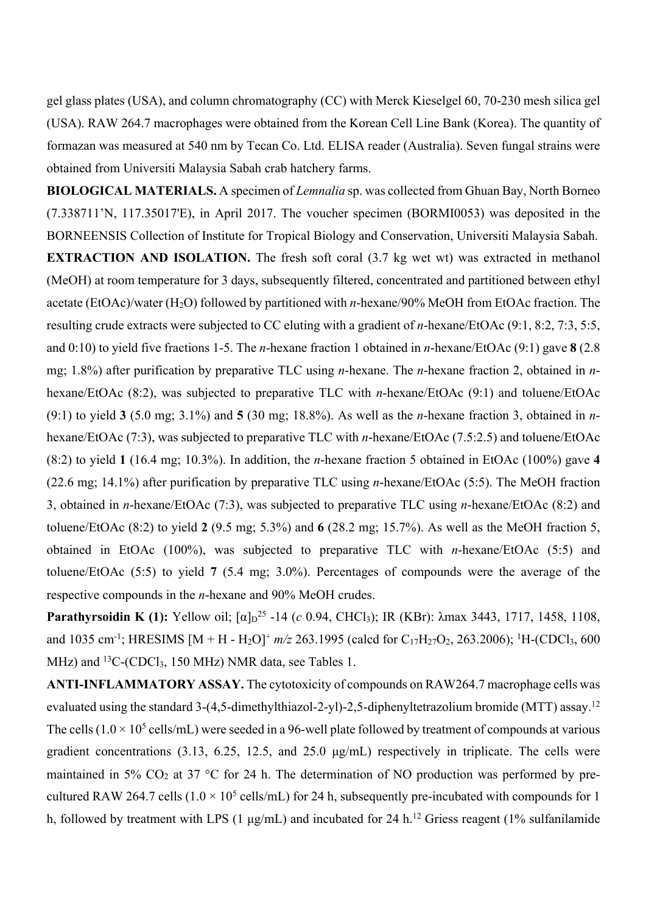gel glass plates (USA), and column chromatography (CC) with Merck Kieselgel 60, 70-230 mesh silica gel (USA). RAW 264.7 macrophages were obtained from the Korean Cell Line Bank (Korea). The quantity of formazan was measured at 540 nm by Tecan Co. Ltd. ELISA reader (Australia). Seven fungal strains were obtained from Universiti Malaysia Sabah crab hatchery farms.

**BIOLOGICAL MATERIALS.** A specimen of *Lemnalia* sp. was collected from Ghuan Bay, North Borneo (7.338711'N, 117.35017'E), in April 2017. The voucher specimen (BORMI0053) was deposited in the BORNEENSIS Collection of Institute for Tropical Biology and Conservation, Universiti Malaysia Sabah.

**EXTRACTION AND ISOLATION.** The fresh soft coral (3.7 kg wet wt) was extracted in methanol (MeOH) at room temperature for 3 days, subsequently filtered, concentrated and partitioned between ethyl acetate (EtOAc)/water ($H_2O$) followed by partitioned with *n*-hexane/90% MeOH from EtOAc fraction. The resulting crude extracts were subjected to CC eluting with a gradient of *n*-hexane/EtOAc (9:1, 8:2, 7:3, 5:5, and 0:10) to yield five fractions 1-5. The *n*-hexane fraction 1 obtained in *n*-hexane/EtOAc (9:1) gave **8** (2.8 mg; 1.8%) after purification by preparative TLC using *n*-hexane. The *n*-hexane fraction 2, obtained in *n*-hexane/EtOAc (8:2), was subjected to preparative TLC with *n*-hexane/EtOAc (9:1) and toluene/EtOAc (9:1) to yield **3** (5.0 mg; 3.1%) and **5** (30 mg; 18.8%). As well as the *n*-hexane fraction 3, obtained in *n*-hexane/EtOAc (7:3), was subjected to preparative TLC with *n*-hexane/EtOAc (7.5:2.5) and toluene/EtOAc (8:2) to yield **1** (16.4 mg; 10.3%). In addition, the *n*-hexane fraction 5 obtained in EtOAc (100%) gave **4** (22.6 mg; 14.1%) after purification by preparative TLC using *n*-hexane/EtOAc (5:5). The MeOH fraction 3, obtained in *n*-hexane/EtOAc (7:3), was subjected to preparative TLC using *n*-hexane/EtOAc (8:2) and toluene/EtOAc (8:2) to yield **2** (9.5 mg; 5.3%) and **6** (28.2 mg; 15.7%). As well as the MeOH fraction 5, obtained in EtOAc (100%), was subjected to preparative TLC with *n*-hexane/EtOAc (5:5) and toluene/EtOAc (5:5) to yield **7** (5.4 mg; 3.0%). Percentages of compounds were the average of the respective compounds in the *n*-hexane and 90% MeOH crudes.

**Parathyrsoidin K (1):** Yellow oil; $[\alpha]_D^{25}$ -14 (*c* 0.94, $CHCl_3$); IR (KBr): λmax 3443, 1717, 1458, 1108, and 1035 cm$^{-1}$; HRESIMS $[M + H - H_2O]^+$ *m/z* 263.1995 (calcd for $C_{17}H_{27}O_2$, 263.2006); $^1H$-($CDCl_3$, 600 MHz) and $^{13}C$-($CDCl_3$, 150 MHz) NMR data, see Tables 1.

**ANTI-INFLAMMATORY ASSAY.** The cytotoxicity of compounds on RAW264.7 macrophage cells was evaluated using the standard 3-(4,5-dimethylthiazol-2-yl)-2,5-diphenyltetrazolium bromide (MTT) assay.[12] The cells ($1.0 \times 10^5$ cells/mL) were seeded in a 96-well plate followed by treatment of compounds at various gradient concentrations (3.13, 6.25, 12.5, and 25.0 μg/mL) respectively in triplicate. The cells were maintained in 5% $CO_2$ at 37 °C for 24 h. The determination of NO production was performed by pre-cultured RAW 264.7 cells ($1.0 \times 10^5$ cells/mL) for 24 h, subsequently pre-incubated with compounds for 1 h, followed by treatment with LPS (1 μg/mL) and incubated for 24 h.[12] Griess reagent (1% sulfanilamide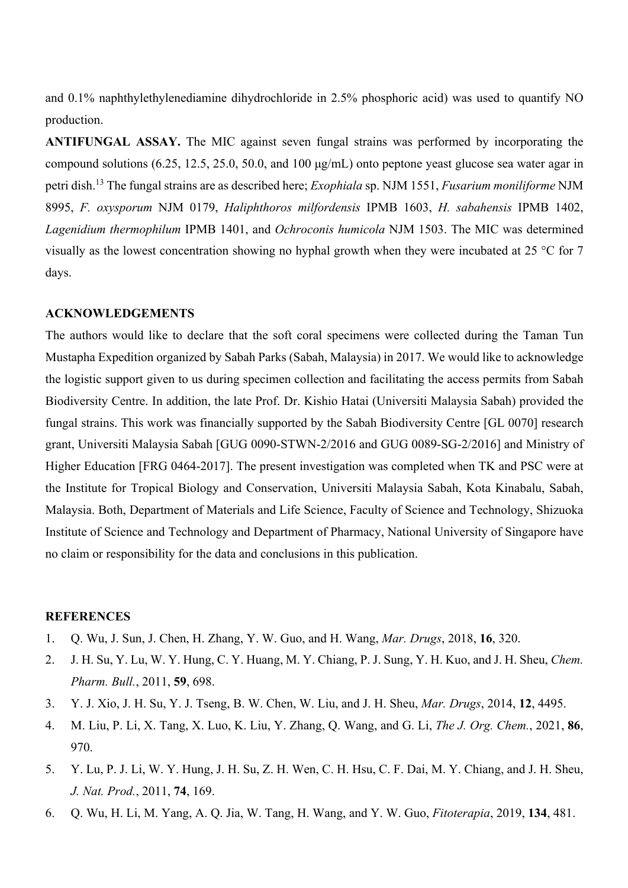and 0.1% naphthylethylenediamine dihydrochloride in 2.5% phosphoric acid) was used to quantify NO production.

**ANTIFUNGAL ASSAY.** The MIC against seven fungal strains was performed by incorporating the compound solutions (6.25, 12.5, 25.0, 50.0, and 100 μg/mL) onto peptone yeast glucose sea water agar in petri dish.[13] The fungal strains are as described here; *Exophiala* sp. NJM 1551, *Fusarium moniliforme* NJM 8995, *F. oxysporum* NJM 0179, *Haliphthoros milfordensis* IPMB 1603, *H. sabahensis* IPMB 1402, *Lagenidium thermophilum* IPMB 1401, and *Ochroconis humicola* NJM 1503. The MIC was determined visually as the lowest concentration showing no hyphal growth when they were incubated at 25 °C for 7 days.

## ACKNOWLEDGEMENTS

The authors would like to declare that the soft coral specimens were collected during the Taman Tun Mustapha Expedition organized by Sabah Parks (Sabah, Malaysia) in 2017. We would like to acknowledge the logistic support given to us during specimen collection and facilitating the access permits from Sabah Biodiversity Centre. In addition, the late Prof. Dr. Kishio Hatai (Universiti Malaysia Sabah) provided the fungal strains. This work was financially supported by the Sabah Biodiversity Centre [GL 0070] research grant, Universiti Malaysia Sabah [GUG 0090-STWN-2/2016 and GUG 0089-SG-2/2016] and Ministry of Higher Education [FRG 0464-2017]. The present investigation was completed when TK and PSC were at the Institute for Tropical Biology and Conservation, Universiti Malaysia Sabah, Kota Kinabalu, Sabah, Malaysia. Both, Department of Materials and Life Science, Faculty of Science and Technology, Shizuoka Institute of Science and Technology and Department of Pharmacy, National University of Singapore have no claim or responsibility for the data and conclusions in this publication.

## REFERENCES

1. Q. Wu, J. Sun, J. Chen, H. Zhang, Y. W. Guo, and H. Wang, *Mar. Drugs*, 2018, **16**, 320.
2. J. H. Su, Y. Lu, W. Y. Hung, C. Y. Huang, M. Y. Chiang, P. J. Sung, Y. H. Kuo, and J. H. Sheu, *Chem. Pharm. Bull.*, 2011, **59**, 698.
3. Y. J. Xio, J. H. Su, Y. J. Tseng, B. W. Chen, W. Liu, and J. H. Sheu, *Mar. Drugs*, 2014, **12**, 4495.
4. M. Liu, P. Li, X. Tang, X. Luo, K. Liu, Y. Zhang, Q. Wang, and G. Li, *The J. Org. Chem.*, 2021, **86**, 970.
5. Y. Lu, P. J. Li, W. Y. Hung, J. H. Su, Z. H. Wen, C. H. Hsu, C. F. Dai, M. Y. Chiang, and J. H. Sheu, *J. Nat. Prod.*, 2011, **74**, 169.
6. Q. Wu, H. Li, M. Yang, A. Q. Jia, W. Tang, H. Wang, and Y. W. Guo, *Fitoterapia*, 2019, **134**, 481.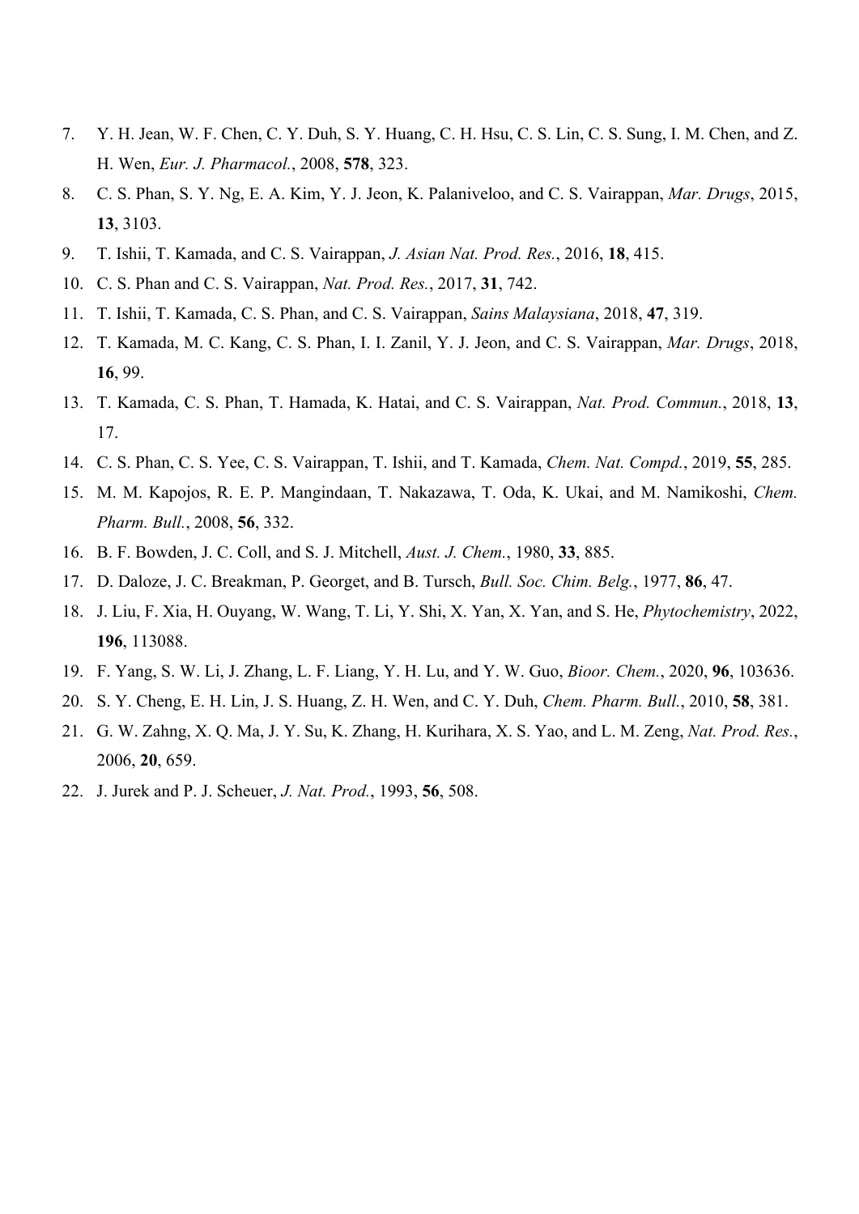7. Y. H. Jean, W. F. Chen, C. Y. Duh, S. Y. Huang, C. H. Hsu, C. S. Lin, C. S. Sung, I. M. Chen, and Z. H. Wen, *Eur. J. Pharmacol.*, 2008, **578**, 323.
8. C. S. Phan, S. Y. Ng, E. A. Kim, Y. J. Jeon, K. Palaniveloo, and C. S. Vairappan, *Mar. Drugs*, 2015, **13**, 3103.
9. T. Ishii, T. Kamada, and C. S. Vairappan, *J. Asian Nat. Prod. Res.*, 2016, **18**, 415.
10. C. S. Phan and C. S. Vairappan, *Nat. Prod. Res.*, 2017, **31**, 742.
11. T. Ishii, T. Kamada, C. S. Phan, and C. S. Vairappan, *Sains Malaysiana*, 2018, **47**, 319.
12. T. Kamada, M. C. Kang, C. S. Phan, I. I. Zanil, Y. J. Jeon, and C. S. Vairappan, *Mar. Drugs*, 2018, **16**, 99.
13. T. Kamada, C. S. Phan, T. Hamada, K. Hatai, and C. S. Vairappan, *Nat. Prod. Commun.*, 2018, **13**, 17.
14. C. S. Phan, C. S. Yee, C. S. Vairappan, T. Ishii, and T. Kamada, *Chem. Nat. Compd.*, 2019, **55**, 285.
15. M. M. Kapojos, R. E. P. Mangindaan, T. Nakazawa, T. Oda, K. Ukai, and M. Namikoshi, *Chem. Pharm. Bull.*, 2008, **56**, 332.
16. B. F. Bowden, J. C. Coll, and S. J. Mitchell, *Aust. J. Chem.*, 1980, **33**, 885.
17. D. Daloze, J. C. Breakman, P. Georget, and B. Tursch, *Bull. Soc. Chim. Belg.*, 1977, **86**, 47.
18. J. Liu, F. Xia, H. Ouyang, W. Wang, T. Li, Y. Shi, X. Yan, X. Yan, and S. He, *Phytochemistry*, 2022, **196**, 113088.
19. F. Yang, S. W. Li, J. Zhang, L. F. Liang, Y. H. Lu, and Y. W. Guo, *Bioor. Chem.*, 2020, **96**, 103636.
20. S. Y. Cheng, E. H. Lin, J. S. Huang, Z. H. Wen, and C. Y. Duh, *Chem. Pharm. Bull.*, 2010, **58**, 381.
21. G. W. Zahng, X. Q. Ma, J. Y. Su, K. Zhang, H. Kurihara, X. S. Yao, and L. M. Zeng, *Nat. Prod. Res.*, 2006, **20**, 659.
22. J. Jurek and P. J. Scheuer, *J. Nat. Prod.*, 1993, **56**, 508.